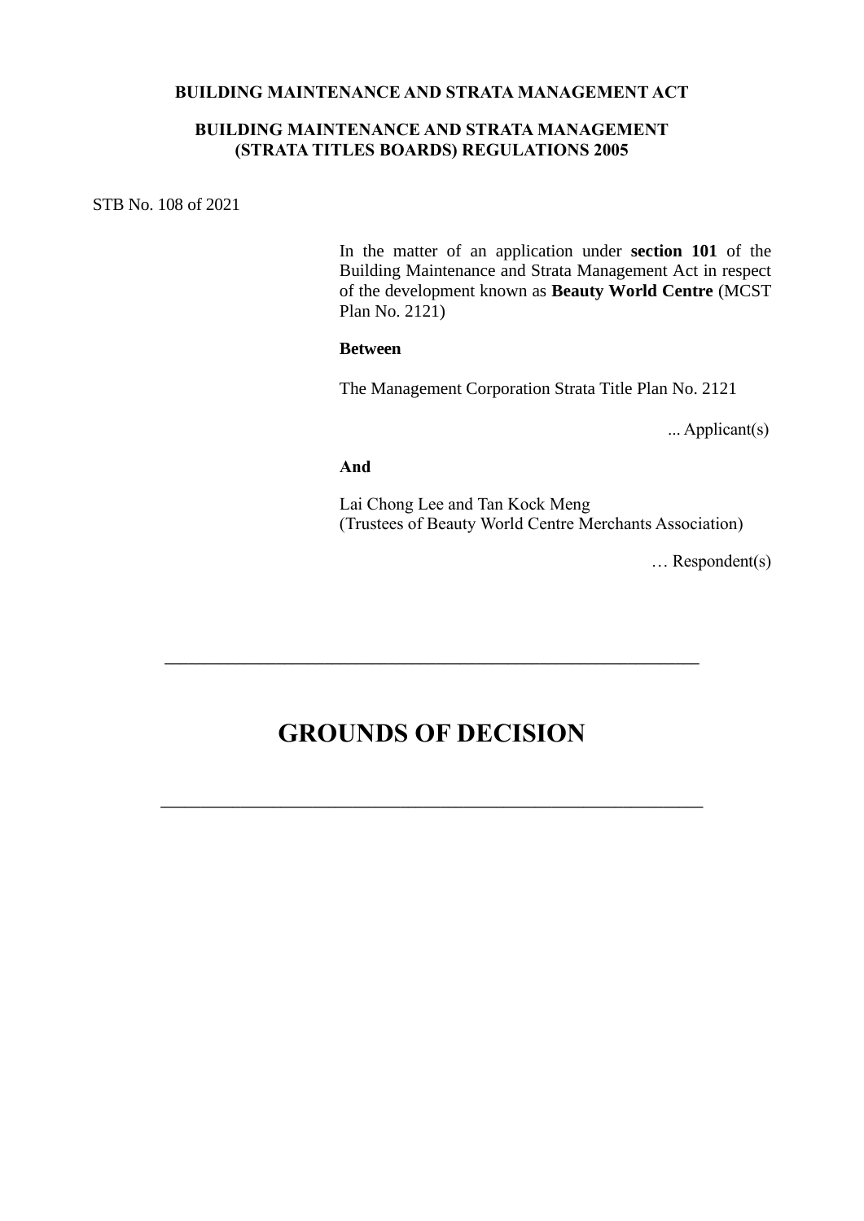**BUILDING MAINTENANCE AND STRATA MANAGEMENT ACT**

**BUILDING MAINTENANCE AND STRATA MANAGEMENT (STRATA TITLES BOARDS) REGULATIONS 2005**

STB No. 108 of 2021

In the matter of an application under **section 101** of the Building Maintenance and Strata Management Act in respect of the development known as **Beauty World Centre** (MCST Plan No. 2121)

**Between**

The Management Corporation Strata Title Plan No. 2121

... Applicant(s)

**And**

Lai Chong Lee and Tan Kock Meng
(Trustees of Beauty World Centre Merchants Association)

… Respondent(s)

---

# GROUNDS OF DECISION

---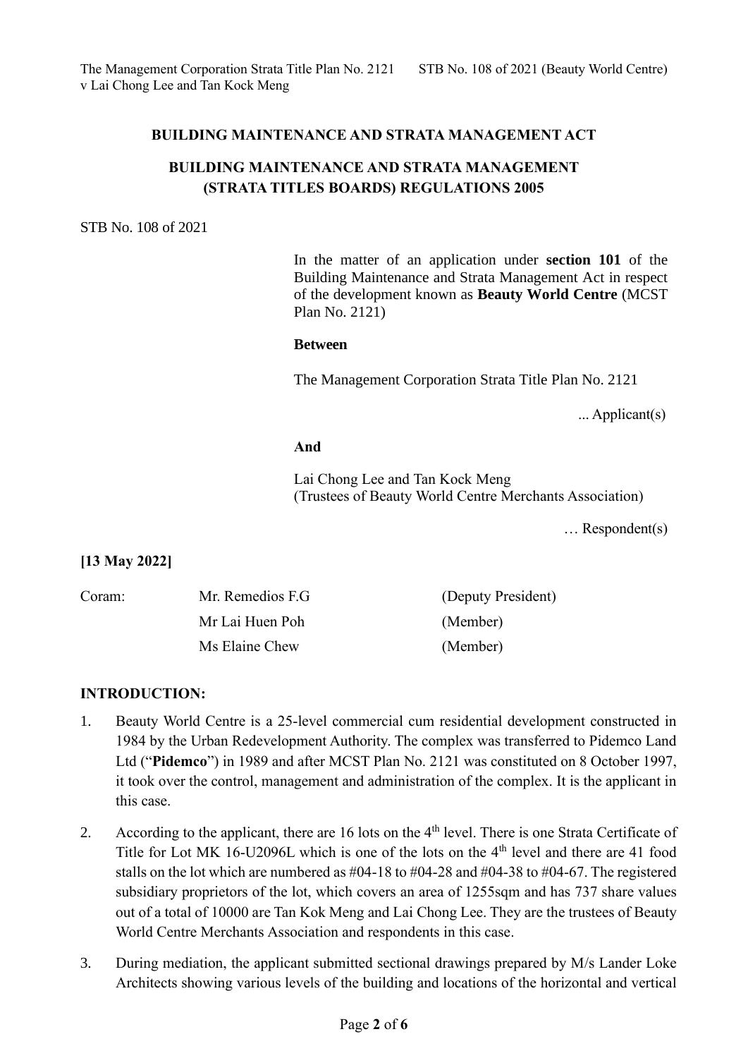**BUILDING MAINTENANCE AND STRATA MANAGEMENT ACT**

**BUILDING MAINTENANCE AND STRATA MANAGEMENT (STRATA TITLES BOARDS) REGULATIONS 2005**

STB No. 108 of 2021

In the matter of an application under **section 101** of the Building Maintenance and Strata Management Act in respect of the development known as **Beauty World Centre** (MCST Plan No. 2121)

**Between**

The Management Corporation Strata Title Plan No. 2121

... Applicant(s)

**And**

Lai Chong Lee and Tan Kock Meng
(Trustees of Beauty World Centre Merchants Association)

… Respondent(s)

**[13 May 2022]**

| Coram: | Mr. Remedios F.G | (Deputy President) |
|---|---|---|
| | Mr Lai Huen Poh | (Member) |
| | Ms Elaine Chew | (Member) |

**INTRODUCTION:**

1. Beauty World Centre is a 25-level commercial cum residential development constructed in 1984 by the Urban Redevelopment Authority. The complex was transferred to Pidemco Land Ltd ("**Pidemco**") in 1989 and after MCST Plan No. 2121 was constituted on 8 October 1997, it took over the control, management and administration of the complex. It is the applicant in this case.

2. According to the applicant, there are 16 lots on the 4th level. There is one Strata Certificate of Title for Lot MK 16-U2096L which is one of the lots on the 4th level and there are 41 food stalls on the lot which are numbered as #04-18 to #04-28 and #04-38 to #04-67. The registered subsidiary proprietors of the lot, which covers an area of 1255sqm and has 737 share values out of a total of 10000 are Tan Kok Meng and Lai Chong Lee. They are the trustees of Beauty World Centre Merchants Association and respondents in this case.

3. During mediation, the applicant submitted sectional drawings prepared by M/s Lander Loke Architects showing various levels of the building and locations of the horizontal and vertical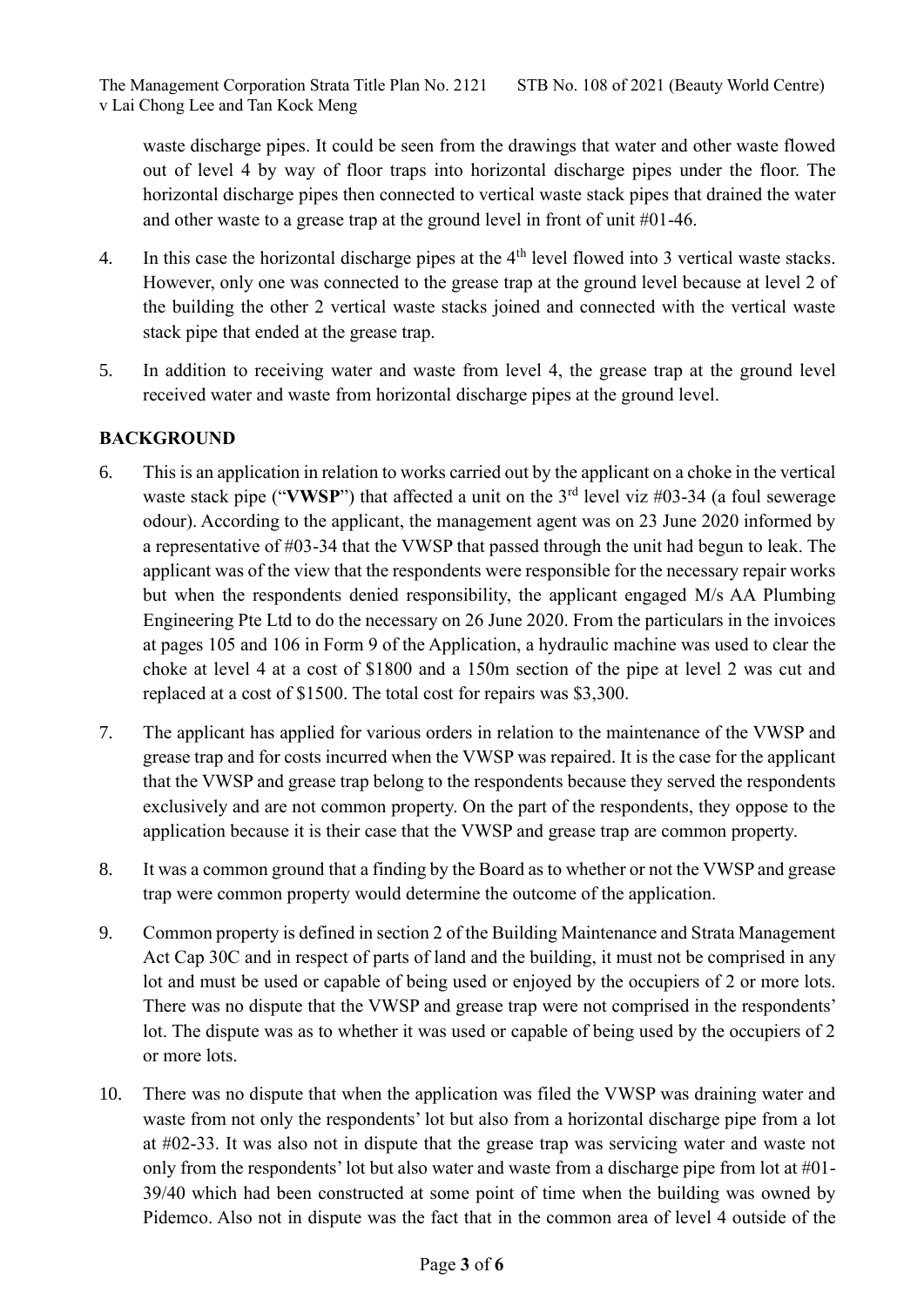waste discharge pipes. It could be seen from the drawings that water and other waste flowed out of level 4 by way of floor traps into horizontal discharge pipes under the floor. The horizontal discharge pipes then connected to vertical waste stack pipes that drained the water and other waste to a grease trap at the ground level in front of unit #01-46.

4. In this case the horizontal discharge pipes at the 4th level flowed into 3 vertical waste stacks. However, only one was connected to the grease trap at the ground level because at level 2 of the building the other 2 vertical waste stacks joined and connected with the vertical waste stack pipe that ended at the grease trap.

5. In addition to receiving water and waste from level 4, the grease trap at the ground level received water and waste from horizontal discharge pipes at the ground level.

## BACKGROUND

6. This is an application in relation to works carried out by the applicant on a choke in the vertical waste stack pipe ("**VWSP**") that affected a unit on the 3rd level viz #03-34 (a foul sewerage odour). According to the applicant, the management agent was on 23 June 2020 informed by a representative of #03-34 that the VWSP that passed through the unit had begun to leak. The applicant was of the view that the respondents were responsible for the necessary repair works but when the respondents denied responsibility, the applicant engaged M/s AA Plumbing Engineering Pte Ltd to do the necessary on 26 June 2020. From the particulars in the invoices at pages 105 and 106 in Form 9 of the Application, a hydraulic machine was used to clear the choke at level 4 at a cost of $1800 and a 150m section of the pipe at level 2 was cut and replaced at a cost of $1500. The total cost for repairs was $3,300.

7. The applicant has applied for various orders in relation to the maintenance of the VWSP and grease trap and for costs incurred when the VWSP was repaired. It is the case for the applicant that the VWSP and grease trap belong to the respondents because they served the respondents exclusively and are not common property. On the part of the respondents, they oppose to the application because it is their case that the VWSP and grease trap are common property.

8. It was a common ground that a finding by the Board as to whether or not the VWSP and grease trap were common property would determine the outcome of the application.

9. Common property is defined in section 2 of the Building Maintenance and Strata Management Act Cap 30C and in respect of parts of land and the building, it must not be comprised in any lot and must be used or capable of being used or enjoyed by the occupiers of 2 or more lots. There was no dispute that the VWSP and grease trap were not comprised in the respondents' lot. The dispute was as to whether it was used or capable of being used by the occupiers of 2 or more lots.

10. There was no dispute that when the application was filed the VWSP was draining water and waste from not only the respondents' lot but also from a horizontal discharge pipe from a lot at #02-33. It was also not in dispute that the grease trap was servicing water and waste not only from the respondents' lot but also water and waste from a discharge pipe from lot at #01-39/40 which had been constructed at some point of time when the building was owned by Pidemco. Also not in dispute was the fact that in the common area of level 4 outside of the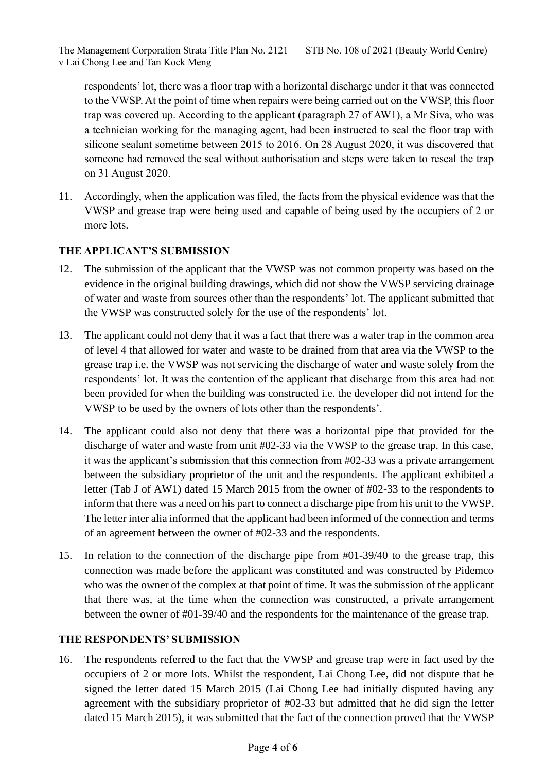respondents' lot, there was a floor trap with a horizontal discharge under it that was connected to the VWSP. At the point of time when repairs were being carried out on the VWSP, this floor trap was covered up. According to the applicant (paragraph 27 of AW1), a Mr Siva, who was a technician working for the managing agent, had been instructed to seal the floor trap with silicone sealant sometime between 2015 to 2016. On 28 August 2020, it was discovered that someone had removed the seal without authorisation and steps were taken to reseal the trap on 31 August 2020.

11. Accordingly, when the application was filed, the facts from the physical evidence was that the VWSP and grease trap were being used and capable of being used by the occupiers of 2 or more lots.

**THE APPLICANT'S SUBMISSION**

12. The submission of the applicant that the VWSP was not common property was based on the evidence in the original building drawings, which did not show the VWSP servicing drainage of water and waste from sources other than the respondents' lot. The applicant submitted that the VWSP was constructed solely for the use of the respondents' lot.

13. The applicant could not deny that it was a fact that there was a water trap in the common area of level 4 that allowed for water and waste to be drained from that area via the VWSP to the grease trap i.e. the VWSP was not servicing the discharge of water and waste solely from the respondents' lot. It was the contention of the applicant that discharge from this area had not been provided for when the building was constructed i.e. the developer did not intend for the VWSP to be used by the owners of lots other than the respondents'.

14. The applicant could also not deny that there was a horizontal pipe that provided for the discharge of water and waste from unit #02-33 via the VWSP to the grease trap. In this case, it was the applicant's submission that this connection from #02-33 was a private arrangement between the subsidiary proprietor of the unit and the respondents. The applicant exhibited a letter (Tab J of AW1) dated 15 March 2015 from the owner of #02-33 to the respondents to inform that there was a need on his part to connect a discharge pipe from his unit to the VWSP. The letter inter alia informed that the applicant had been informed of the connection and terms of an agreement between the owner of #02-33 and the respondents.

15. In relation to the connection of the discharge pipe from #01-39/40 to the grease trap, this connection was made before the applicant was constituted and was constructed by Pidemco who was the owner of the complex at that point of time. It was the submission of the applicant that there was, at the time when the connection was constructed, a private arrangement between the owner of #01-39/40 and the respondents for the maintenance of the grease trap.

**THE RESPONDENTS' SUBMISSION**

16. The respondents referred to the fact that the VWSP and grease trap were in fact used by the occupiers of 2 or more lots. Whilst the respondent, Lai Chong Lee, did not dispute that he signed the letter dated 15 March 2015 (Lai Chong Lee had initially disputed having any agreement with the subsidiary proprietor of #02-33 but admitted that he did sign the letter dated 15 March 2015), it was submitted that the fact of the connection proved that the VWSP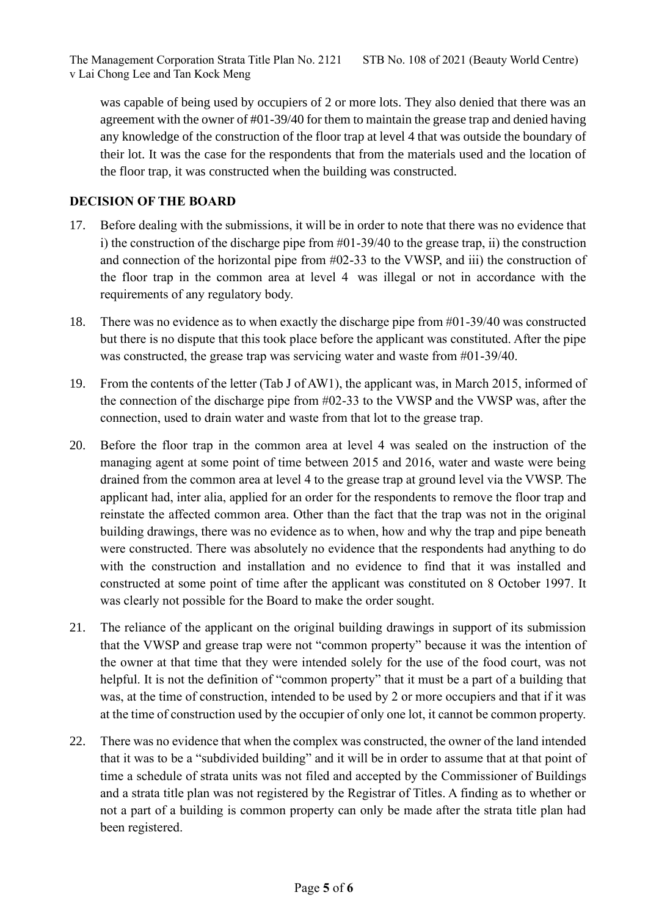was capable of being used by occupiers of 2 or more lots. They also denied that there was an agreement with the owner of #01-39/40 for them to maintain the grease trap and denied having any knowledge of the construction of the floor trap at level 4 that was outside the boundary of their lot. It was the case for the respondents that from the materials used and the location of the floor trap, it was constructed when the building was constructed.

## DECISION OF THE BOARD

17. Before dealing with the submissions, it will be in order to note that there was no evidence that i) the construction of the discharge pipe from #01-39/40 to the grease trap, ii) the construction and connection of the horizontal pipe from #02-33 to the VWSP, and iii) the construction of the floor trap in the common area at level 4 was illegal or not in accordance with the requirements of any regulatory body.

18. There was no evidence as to when exactly the discharge pipe from #01-39/40 was constructed but there is no dispute that this took place before the applicant was constituted. After the pipe was constructed, the grease trap was servicing water and waste from #01-39/40.

19. From the contents of the letter (Tab J of AW1), the applicant was, in March 2015, informed of the connection of the discharge pipe from #02-33 to the VWSP and the VWSP was, after the connection, used to drain water and waste from that lot to the grease trap.

20. Before the floor trap in the common area at level 4 was sealed on the instruction of the managing agent at some point of time between 2015 and 2016, water and waste were being drained from the common area at level 4 to the grease trap at ground level via the VWSP. The applicant had, inter alia, applied for an order for the respondents to remove the floor trap and reinstate the affected common area. Other than the fact that the trap was not in the original building drawings, there was no evidence as to when, how and why the trap and pipe beneath were constructed. There was absolutely no evidence that the respondents had anything to do with the construction and installation and no evidence to find that it was installed and constructed at some point of time after the applicant was constituted on 8 October 1997. It was clearly not possible for the Board to make the order sought.

21. The reliance of the applicant on the original building drawings in support of its submission that the VWSP and grease trap were not "common property" because it was the intention of the owner at that time that they were intended solely for the use of the food court, was not helpful. It is not the definition of "common property" that it must be a part of a building that was, at the time of construction, intended to be used by 2 or more occupiers and that if it was at the time of construction used by the occupier of only one lot, it cannot be common property.

22. There was no evidence that when the complex was constructed, the owner of the land intended that it was to be a "subdivided building" and it will be in order to assume that at that point of time a schedule of strata units was not filed and accepted by the Commissioner of Buildings and a strata title plan was not registered by the Registrar of Titles. A finding as to whether or not a part of a building is common property can only be made after the strata title plan had been registered.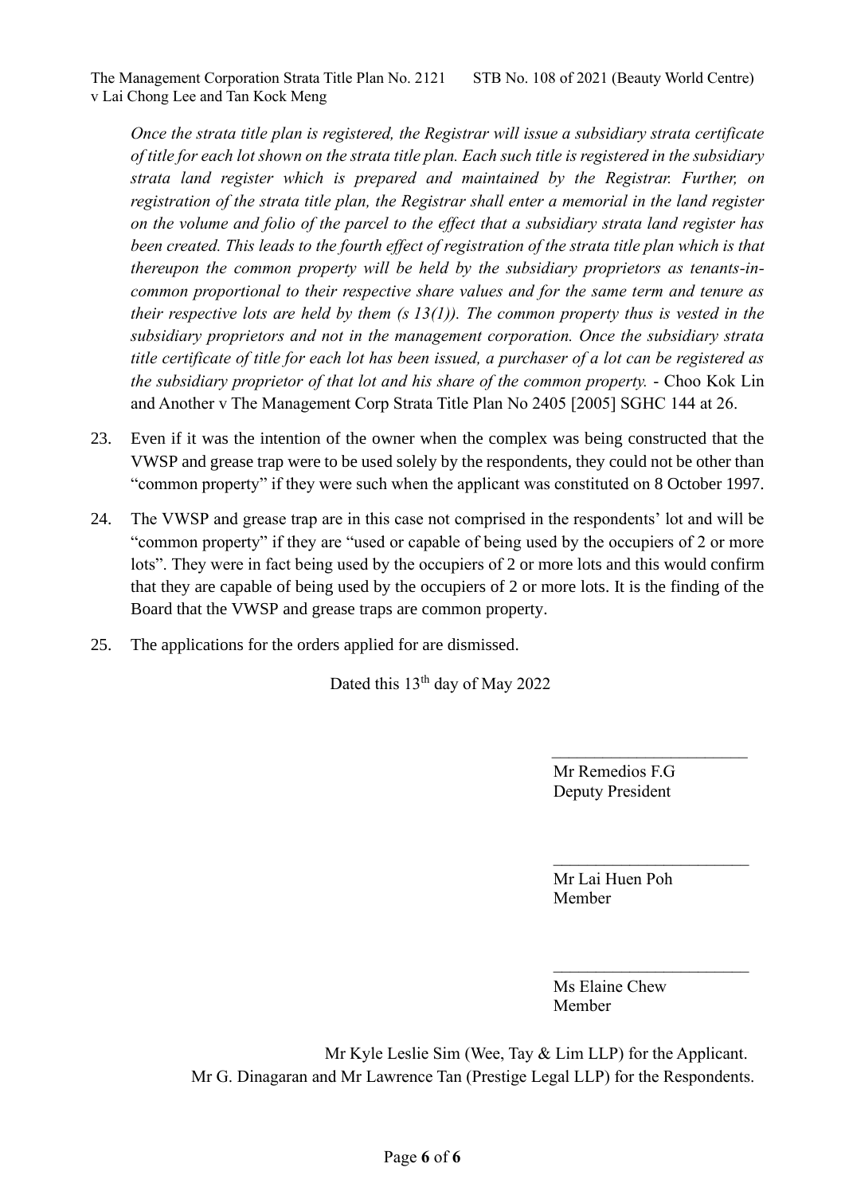*Once the strata title plan is registered, the Registrar will issue a subsidiary strata certificate of title for each lot shown on the strata title plan. Each such title is registered in the subsidiary strata land register which is prepared and maintained by the Registrar. Further, on registration of the strata title plan, the Registrar shall enter a memorial in the land register on the volume and folio of the parcel to the effect that a subsidiary strata land register has been created. This leads to the fourth effect of registration of the strata title plan which is that thereupon the common property will be held by the subsidiary proprietors as tenants-in-common proportional to their respective share values and for the same term and tenure as their respective lots are held by them (s 13(1)). The common property thus is vested in the subsidiary proprietors and not in the management corporation. Once the subsidiary strata title certificate of title for each lot has been issued, a purchaser of a lot can be registered as the subsidiary proprietor of that lot and his share of the common property.* - Choo Kok Lin and Another v The Management Corp Strata Title Plan No 2405 [2005] SGHC 144 at 26.

23. Even if it was the intention of the owner when the complex was being constructed that the VWSP and grease trap were to be used solely by the respondents, they could not be other than "common property" if they were such when the applicant was constituted on 8 October 1997.

24. The VWSP and grease trap are in this case not comprised in the respondents' lot and will be "common property" if they are "used or capable of being used by the occupiers of 2 or more lots". They were in fact being used by the occupiers of 2 or more lots and this would confirm that they are capable of being used by the occupiers of 2 or more lots. It is the finding of the Board that the VWSP and grease traps are common property.

25. The applications for the orders applied for are dismissed.

Dated this 13th day of May 2022

\_\_\_\_\_\_\_\_\_\_\_\_\_\_\_\_\_\_\_\_\_\_\_\_

Mr Remedios F.G
Deputy President

\_\_\_\_\_\_\_\_\_\_\_\_\_\_\_\_\_\_\_\_\_\_\_\_

Mr Lai Huen Poh
Member

\_\_\_\_\_\_\_\_\_\_\_\_\_\_\_\_\_\_\_\_\_\_\_\_

Ms Elaine Chew
Member

Mr Kyle Leslie Sim (Wee, Tay & Lim LLP) for the Applicant.
Mr G. Dinagaran and Mr Lawrence Tan (Prestige Legal LLP) for the Respondents.